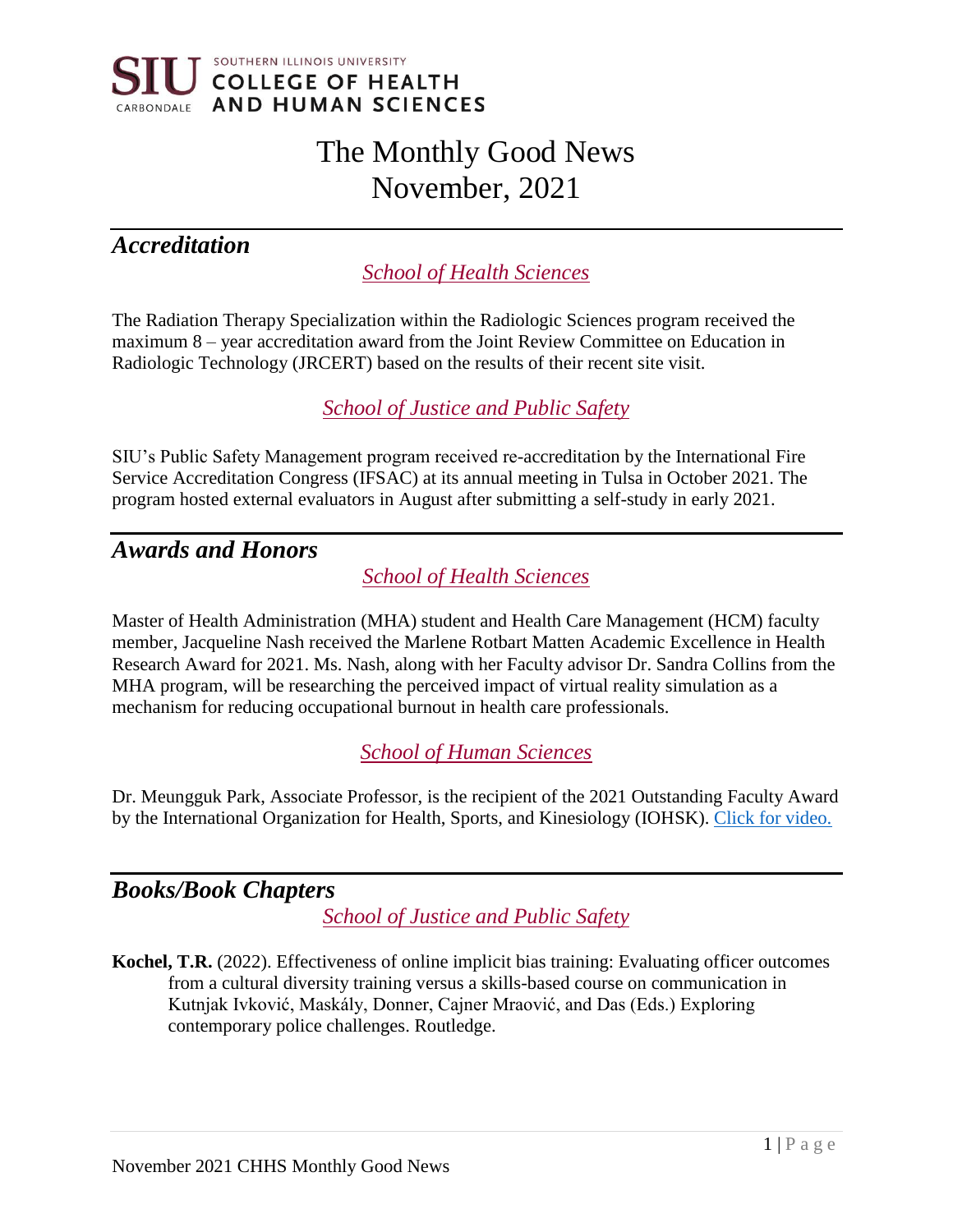SOUTHERN ILLINOIS UNIVERSITY CARBONDALE COLLEGE OF HEALTH AND HUMAN SCIENCES

# The Monthly Good News
# November, 2021

## *Accreditation*

### *School of Health Sciences*

The Radiation Therapy Specialization within the Radiologic Sciences program received the maximum 8 – year accreditation award from the Joint Review Committee on Education in Radiologic Technology (JRCERT) based on the results of their recent site visit.

### *School of Justice and Public Safety*

SIU's Public Safety Management program received re-accreditation by the International Fire Service Accreditation Congress (IFSAC) at its annual meeting in Tulsa in October 2021. The program hosted external evaluators in August after submitting a self-study in early 2021.

## *Awards and Honors*

### *School of Health Sciences*

Master of Health Administration (MHA) student and Health Care Management (HCM) faculty member, Jacqueline Nash received the Marlene Rotbart Matten Academic Excellence in Health Research Award for 2021. Ms. Nash, along with her Faculty advisor Dr. Sandra Collins from the MHA program, will be researching the perceived impact of virtual reality simulation as a mechanism for reducing occupational burnout in health care professionals.

### *School of Human Sciences*

Dr. Meungguk Park, Associate Professor, is the recipient of the 2021 Outstanding Faculty Award by the International Organization for Health, Sports, and Kinesiology (IOHSK). Click for video.

## *Books/Book Chapters*

### *School of Justice and Public Safety*

**Kochel, T.R.** (2022). Effectiveness of online implicit bias training: Evaluating officer outcomes from a cultural diversity training versus a skills-based course on communication in Kutnjak Ivković, Maskály, Donner, Cajner Mraović, and Das (Eds.) Exploring contemporary police challenges. Routledge.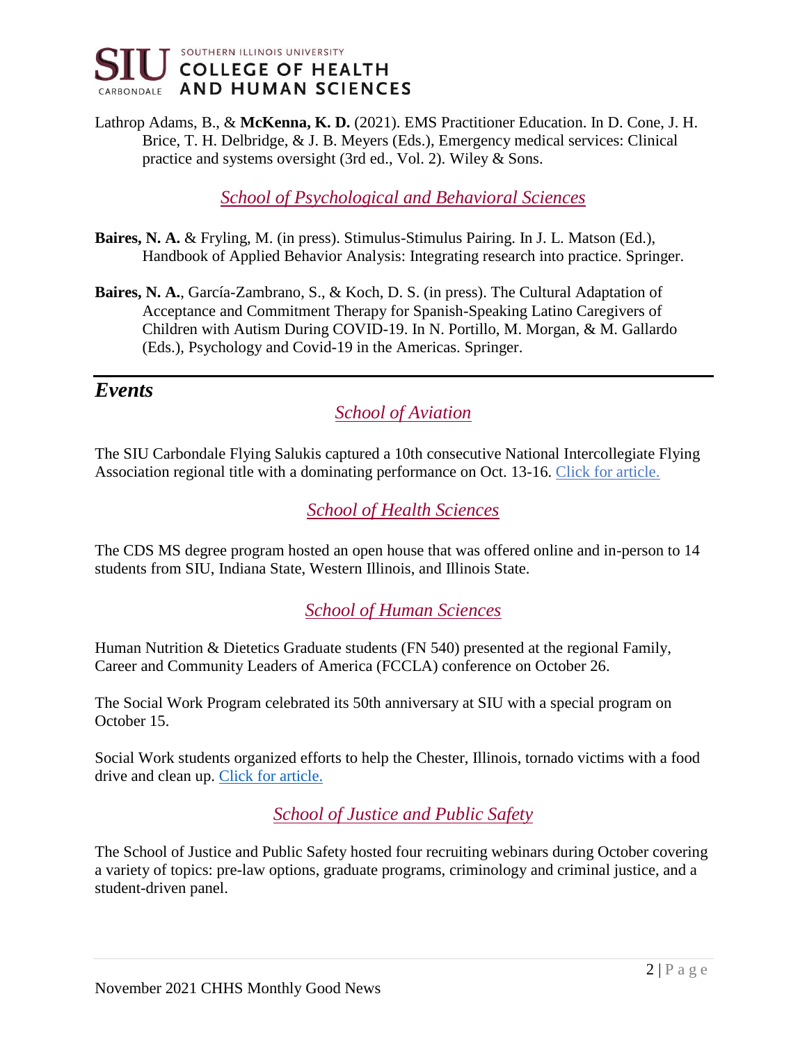Lathrop Adams, B., & **McKenna, K. D.** (2021). EMS Practitioner Education. In D. Cone, J. H. Brice, T. H. Delbridge, & J. B. Meyers (Eds.), Emergency medical services: Clinical practice and systems oversight (3rd ed., Vol. 2). Wiley & Sons.

### *School of Psychological and Behavioral Sciences*

**Baires, N. A.** & Fryling, M. (in press). Stimulus-Stimulus Pairing. In J. L. Matson (Ed.), Handbook of Applied Behavior Analysis: Integrating research into practice. Springer.

**Baires, N. A.**, García-Zambrano, S., & Koch, D. S. (in press). The Cultural Adaptation of Acceptance and Commitment Therapy for Spanish-Speaking Latino Caregivers of Children with Autism During COVID-19. In N. Portillo, M. Morgan, & M. Gallardo (Eds.), Psychology and Covid-19 in the Americas. Springer.

---

## *Events*

### *School of Aviation*

The SIU Carbondale Flying Salukis captured a 10th consecutive National Intercollegiate Flying Association regional title with a dominating performance on Oct. 13-16. Click for article.

### *School of Health Sciences*

The CDS MS degree program hosted an open house that was offered online and in-person to 14 students from SIU, Indiana State, Western Illinois, and Illinois State.

### *School of Human Sciences*

Human Nutrition & Dietetics Graduate students (FN 540) presented at the regional Family, Career and Community Leaders of America (FCCLA) conference on October 26.

The Social Work Program celebrated its 50th anniversary at SIU with a special program on October 15.

Social Work students organized efforts to help the Chester, Illinois, tornado victims with a food drive and clean up. Click for article.

### *School of Justice and Public Safety*

The School of Justice and Public Safety hosted four recruiting webinars during October covering a variety of topics: pre-law options, graduate programs, criminology and criminal justice, and a student-driven panel.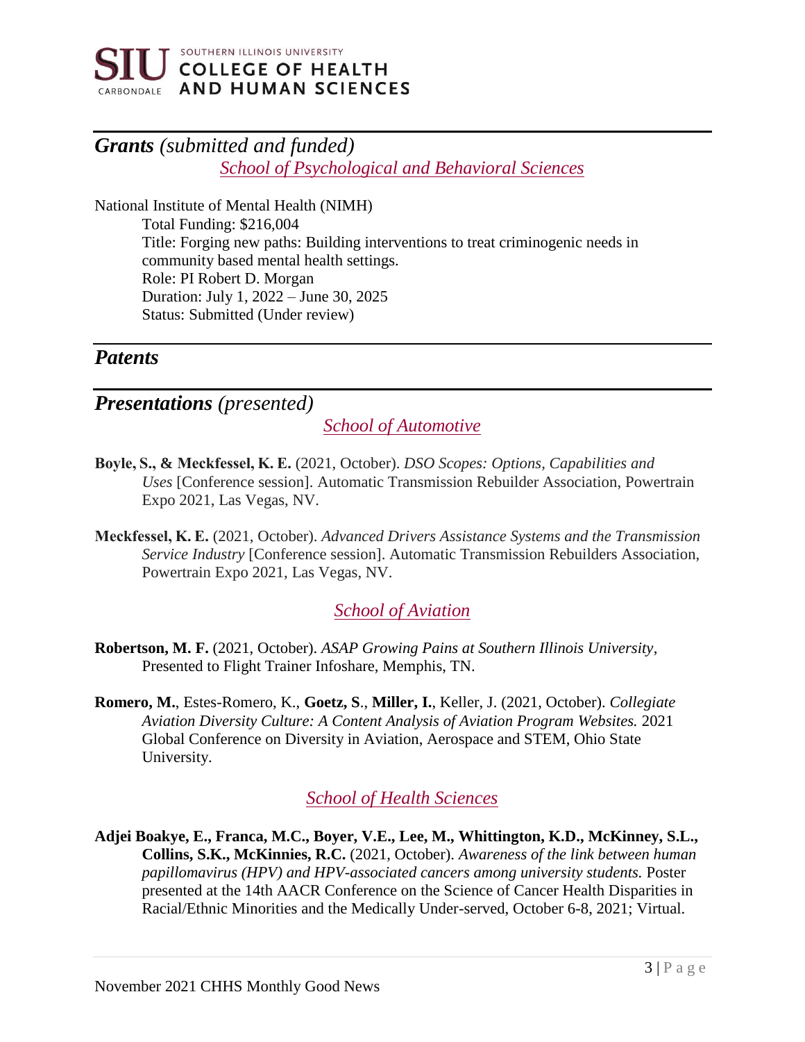## *Grants* *(submitted and funded)*

### *School of Psychological and Behavioral Sciences*

National Institute of Mental Health (NIMH)

Total Funding: $216,004
Title: Forging new paths: Building interventions to treat criminogenic needs in community based mental health settings.
Role: PI Robert D. Morgan
Duration: July 1, 2022 – June 30, 2025
Status: Submitted (Under review)

## *Patents*

## *Presentations* *(presented)*

### *School of Automotive*

**Boyle, S., & Meckfessel, K. E.** (2021, October). *DSO Scopes: Options, Capabilities and Uses* [Conference session]. Automatic Transmission Rebuilder Association, Powertrain Expo 2021, Las Vegas, NV.

**Meckfessel, K. E.** (2021, October). *Advanced Drivers Assistance Systems and the Transmission Service Industry* [Conference session]. Automatic Transmission Rebuilders Association, Powertrain Expo 2021, Las Vegas, NV.

### *School of Aviation*

**Robertson, M. F.** (2021, October). *ASAP Growing Pains at Southern Illinois University*, Presented to Flight Trainer Infoshare, Memphis, TN.

**Romero, M.**, Estes-Romero, K., **Goetz, S**., **Miller, I.**, Keller, J. (2021, October). *Collegiate Aviation Diversity Culture: A Content Analysis of Aviation Program Websites.* 2021 Global Conference on Diversity in Aviation, Aerospace and STEM, Ohio State University.

### *School of Health Sciences*

**Adjei Boakye, E., Franca, M.C., Boyer, V.E., Lee, M., Whittington, K.D., McKinney, S.L., Collins, S.K., McKinnies, R.C.** (2021, October). *Awareness of the link between human papillomavirus (HPV) and HPV-associated cancers among university students.* Poster presented at the 14th AACR Conference on the Science of Cancer Health Disparities in Racial/Ethnic Minorities and the Medically Under-served, October 6-8, 2021; Virtual.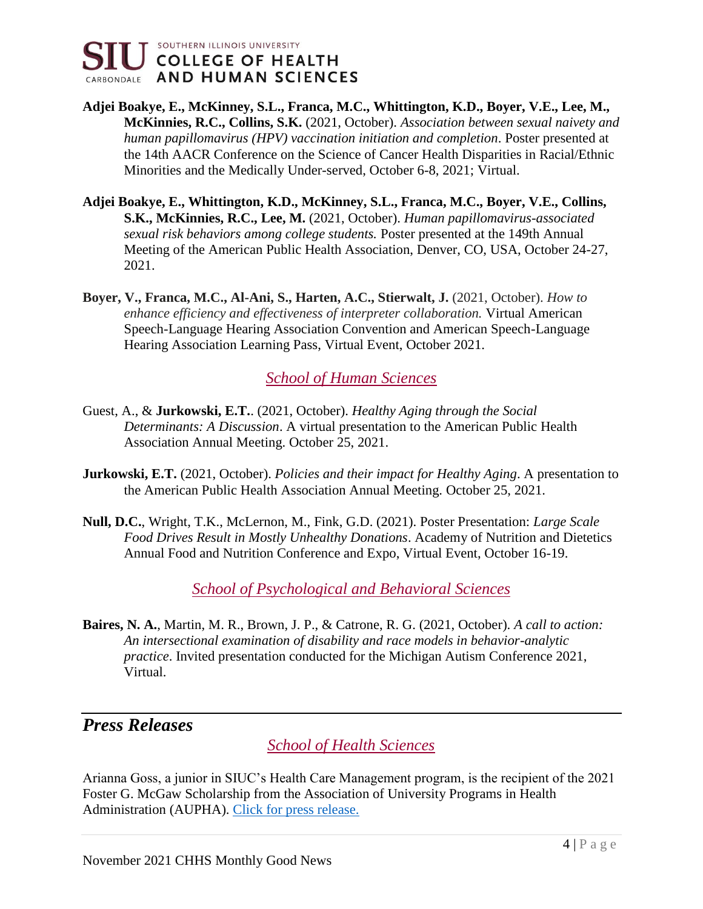**Adjei Boakye, E., McKinney, S.L., Franca, M.C., Whittington, K.D., Boyer, V.E., Lee, M., McKinnies, R.C., Collins, S.K.** (2021, October). *Association between sexual naivety and human papillomavirus (HPV) vaccination initiation and completion*. Poster presented at the 14th AACR Conference on the Science of Cancer Health Disparities in Racial/Ethnic Minorities and the Medically Under-served, October 6-8, 2021; Virtual.

**Adjei Boakye, E., Whittington, K.D., McKinney, S.L., Franca, M.C., Boyer, V.E., Collins, S.K., McKinnies, R.C., Lee, M.** (2021, October). *Human papillomavirus-associated sexual risk behaviors among college students.* Poster presented at the 149th Annual Meeting of the American Public Health Association, Denver, CO, USA, October 24-27, 2021.

**Boyer, V., Franca, M.C., Al-Ani, S., Harten, A.C., Stierwalt, J.** (2021, October). *How to enhance efficiency and effectiveness of interpreter collaboration.* Virtual American Speech-Language Hearing Association Convention and American Speech-Language Hearing Association Learning Pass, Virtual Event, October 2021.

### *School of Human Sciences*

Guest, A., & **Jurkowski, E.T.**. (2021, October). *Healthy Aging through the Social Determinants: A Discussion*. A virtual presentation to the American Public Health Association Annual Meeting. October 25, 2021.

**Jurkowski, E.T.** (2021, October). *Policies and their impact for Healthy Aging*. A presentation to the American Public Health Association Annual Meeting. October 25, 2021.

**Null, D.C.**, Wright, T.K., McLernon, M., Fink, G.D. (2021). Poster Presentation: *Large Scale Food Drives Result in Mostly Unhealthy Donations*. Academy of Nutrition and Dietetics Annual Food and Nutrition Conference and Expo, Virtual Event, October 16-19.

### *School of Psychological and Behavioral Sciences*

**Baires, N. A.**, Martin, M. R., Brown, J. P., & Catrone, R. G. (2021, October). *A call to action: An intersectional examination of disability and race models in behavior-analytic practice*. Invited presentation conducted for the Michigan Autism Conference 2021, Virtual.

## *Press Releases*

### *School of Health Sciences*

Arianna Goss, a junior in SIUC's Health Care Management program, is the recipient of the 2021 Foster G. McGaw Scholarship from the Association of University Programs in Health Administration (AUPHA). Click for press release.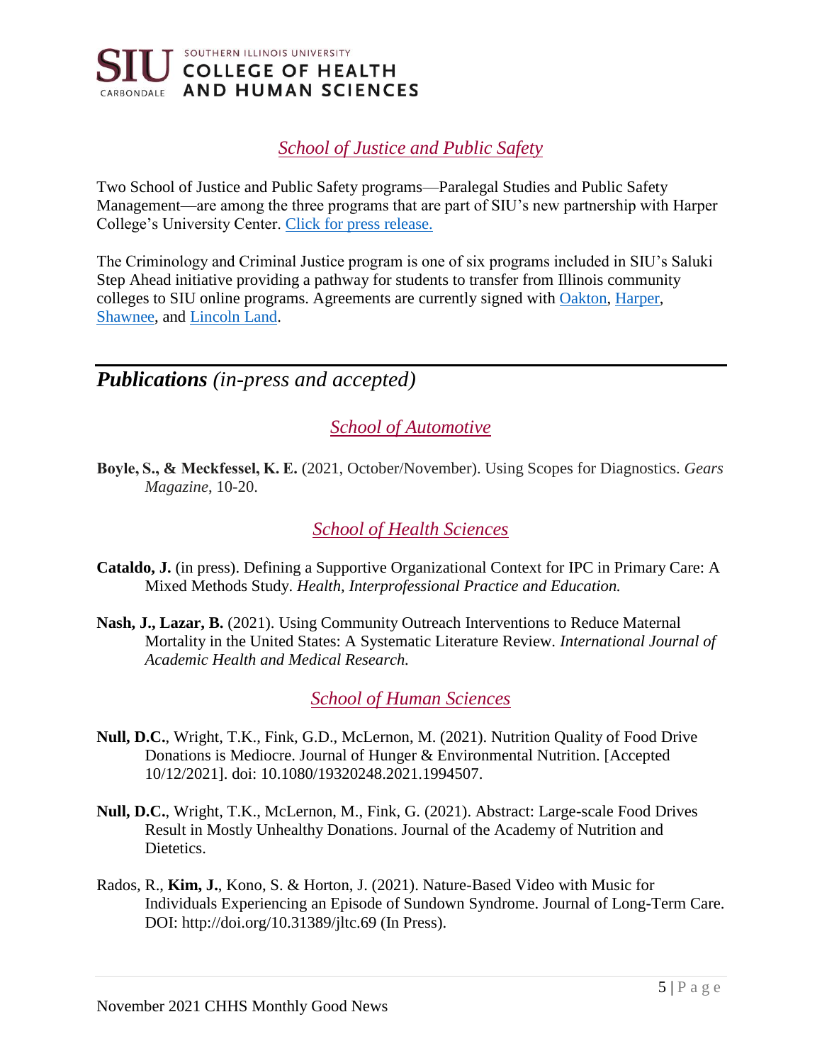### *School of Justice and Public Safety*

Two School of Justice and Public Safety programs—Paralegal Studies and Public Safety Management—are among the three programs that are part of SIU's new partnership with Harper College's University Center. [Click for press release.]

The Criminology and Criminal Justice program is one of six programs included in SIU's Saluki Step Ahead initiative providing a pathway for students to transfer from Illinois community colleges to SIU online programs. Agreements are currently signed with [Oakton], [Harper], [Shawnee], and [Lincoln Land].

## ***Publications*** *(in-press and accepted)*

### *School of Automotive*

**Boyle, S., & Meckfessel, K. E.** (2021, October/November). Using Scopes for Diagnostics. *Gears Magazine*, 10-20.

### *School of Health Sciences*

**Cataldo, J.** (in press). Defining a Supportive Organizational Context for IPC in Primary Care: A Mixed Methods Study. *Health, Interprofessional Practice and Education.*

**Nash, J., Lazar, B.** (2021). Using Community Outreach Interventions to Reduce Maternal Mortality in the United States: A Systematic Literature Review. *International Journal of Academic Health and Medical Research.*

### *School of Human Sciences*

**Null, D.C.**, Wright, T.K., Fink, G.D., McLernon, M. (2021). Nutrition Quality of Food Drive Donations is Mediocre. Journal of Hunger & Environmental Nutrition. [Accepted 10/12/2021]. doi: 10.1080/19320248.2021.1994507.

**Null, D.C.**, Wright, T.K., McLernon, M., Fink, G. (2021). Abstract: Large-scale Food Drives Result in Mostly Unhealthy Donations. Journal of the Academy of Nutrition and Dietetics.

Rados, R., **Kim, J.**, Kono, S. & Horton, J. (2021). Nature-Based Video with Music for Individuals Experiencing an Episode of Sundown Syndrome. Journal of Long-Term Care. DOI: http://doi.org/10.31389/jltc.69 (In Press).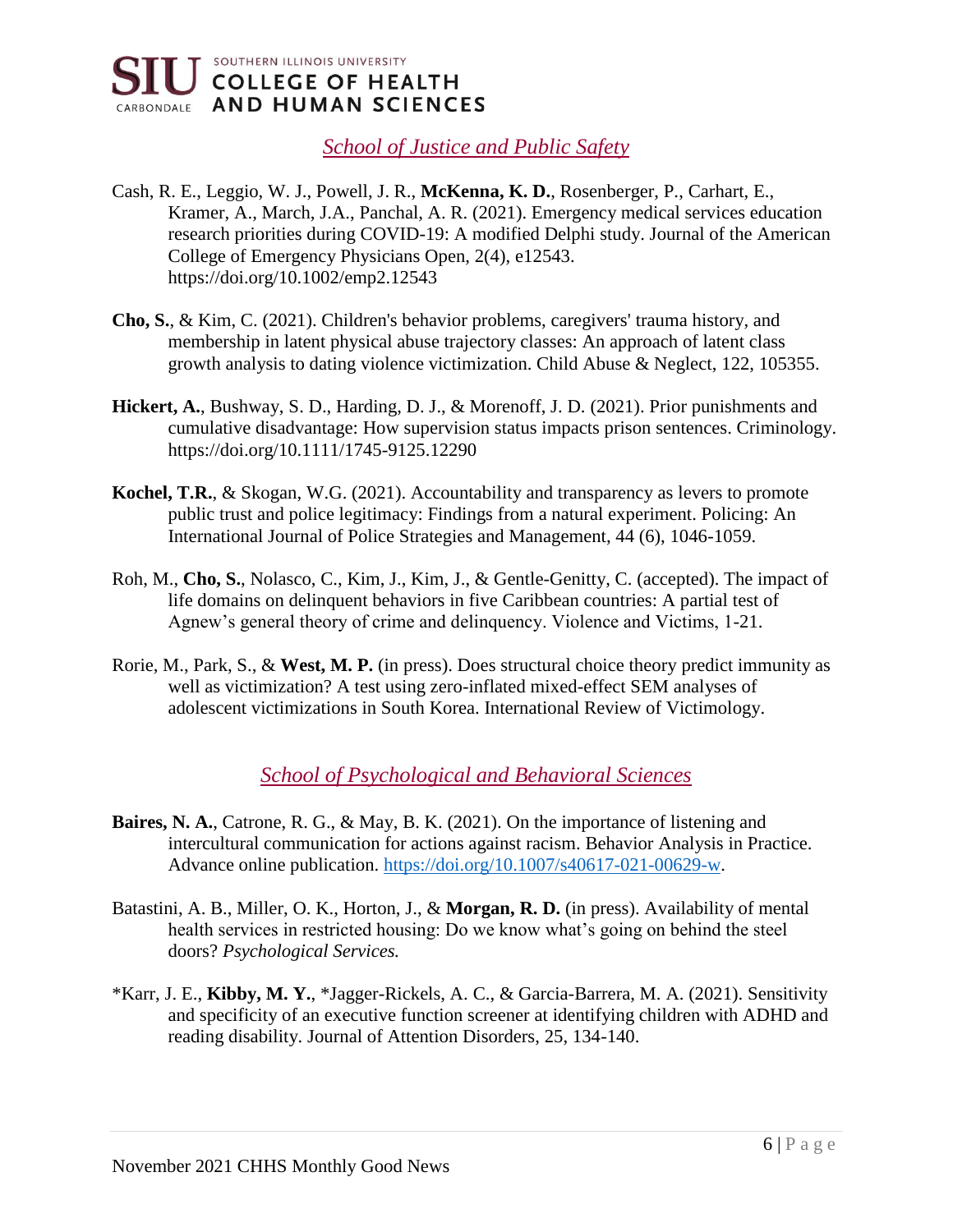## *School of Justice and Public Safety*

Cash, R. E., Leggio, W. J., Powell, J. R., **McKenna, K. D.**, Rosenberger, P., Carhart, E., Kramer, A., March, J.A., Panchal, A. R. (2021). Emergency medical services education research priorities during COVID-19: A modified Delphi study. Journal of the American College of Emergency Physicians Open, 2(4), e12543. https://doi.org/10.1002/emp2.12543

**Cho, S.**, & Kim, C. (2021). Children's behavior problems, caregivers' trauma history, and membership in latent physical abuse trajectory classes: An approach of latent class growth analysis to dating violence victimization. Child Abuse & Neglect, 122, 105355.

**Hickert, A.**, Bushway, S. D., Harding, D. J., & Morenoff, J. D. (2021). Prior punishments and cumulative disadvantage: How supervision status impacts prison sentences. Criminology. https://doi.org/10.1111/1745-9125.12290

**Kochel, T.R.**, & Skogan, W.G. (2021). Accountability and transparency as levers to promote public trust and police legitimacy: Findings from a natural experiment. Policing: An International Journal of Police Strategies and Management, 44 (6), 1046-1059.

Roh, M., **Cho, S.**, Nolasco, C., Kim, J., Kim, J., & Gentle-Genitty, C. (accepted). The impact of life domains on delinquent behaviors in five Caribbean countries: A partial test of Agnew's general theory of crime and delinquency. Violence and Victims, 1-21.

Rorie, M., Park, S., & **West, M. P.** (in press). Does structural choice theory predict immunity as well as victimization? A test using zero-inflated mixed-effect SEM analyses of adolescent victimizations in South Korea. International Review of Victimology.

## *School of Psychological and Behavioral Sciences*

**Baires, N. A.**, Catrone, R. G., & May, B. K. (2021). On the importance of listening and intercultural communication for actions against racism. Behavior Analysis in Practice. Advance online publication. https://doi.org/10.1007/s40617-021-00629-w.

Batastini, A. B., Miller, O. K., Horton, J., & **Morgan, R. D.** (in press). Availability of mental health services in restricted housing: Do we know what's going on behind the steel doors? *Psychological Services.*

*Karr, J. E., **Kibby, M. Y.**, *Jagger-Rickels, A. C., & Garcia-Barrera, M. A. (2021). Sensitivity and specificity of an executive function screener at identifying children with ADHD and reading disability. Journal of Attention Disorders, 25, 134-140.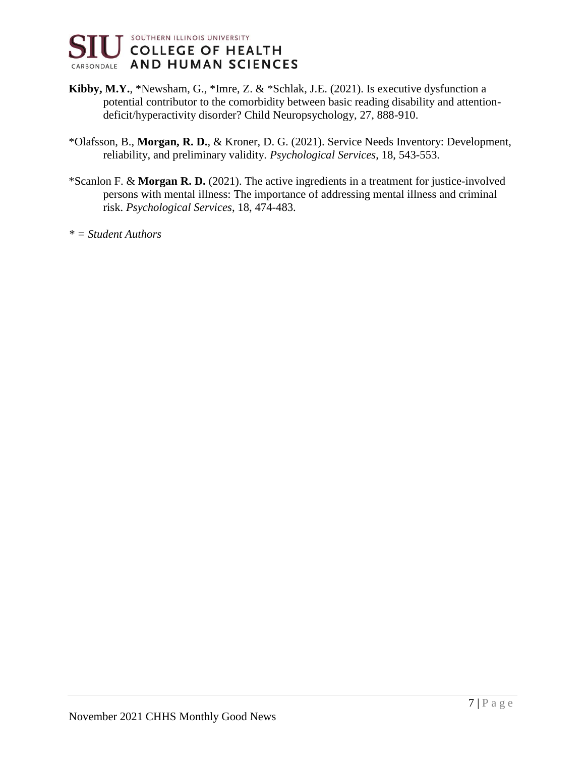**Kibby, M.Y.**, *Newsham, G., *Imre, Z. & *Schlak, J.E. (2021). Is executive dysfunction a potential contributor to the comorbidity between basic reading disability and attention-deficit/hyperactivity disorder? Child Neuropsychology, 27, 888-910.

*Olafsson, B., **Morgan, R. D.**, & Kroner, D. G. (2021). Service Needs Inventory: Development, reliability, and preliminary validity. *Psychological Services*, 18, 543-553.

*Scanlon F. & **Morgan R. D.** (2021). The active ingredients in a treatment for justice-involved persons with mental illness: The importance of addressing mental illness and criminal risk. *Psychological Services*, 18, 474-483.

*\* = Student Authors*